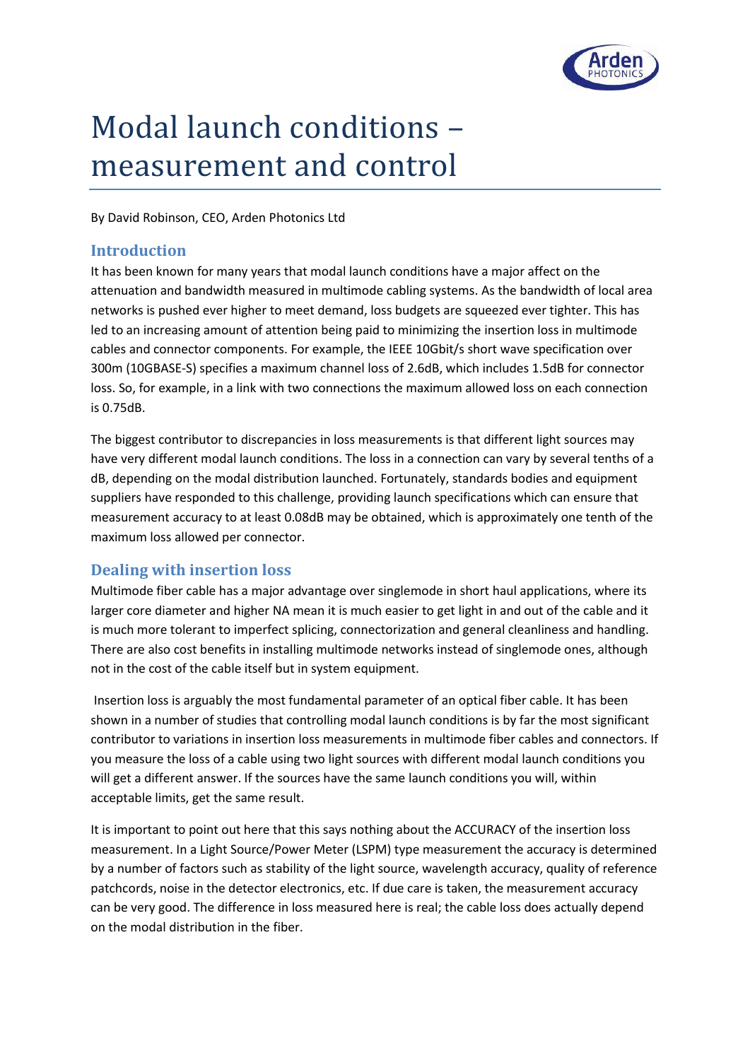# Modal launch conditions – measurement and control

By David Robinson, CEO, Arden Photonics Ltd

## Introduction

It has been known for many years that modal launch conditions have a major affect on the attenuation and bandwidth measured in multimode cabling systems. As the bandwidth of local area networks is pushed ever higher to meet demand, loss budgets are squeezed ever tighter. This has led to an increasing amount of attention being paid to minimizing the insertion loss in multimode cables and connector components. For example, the IEEE 10Gbit/s short wave specification over 300m (10GBASE-S) specifies a maximum channel loss of 2.6dB, which includes 1.5dB for connector loss. So, for example, in a link with two connections the maximum allowed loss on each connection is 0.75dB.

The biggest contributor to discrepancies in loss measurements is that different light sources may have very different modal launch conditions. The loss in a connection can vary by several tenths of a dB, depending on the modal distribution launched. Fortunately, standards bodies and equipment suppliers have responded to this challenge, providing launch specifications which can ensure that measurement accuracy to at least 0.08dB may be obtained, which is approximately one tenth of the maximum loss allowed per connector.

## Dealing with insertion loss

Multimode fiber cable has a major advantage over singlemode in short haul applications, where its larger core diameter and higher NA mean it is much easier to get light in and out of the cable and it is much more tolerant to imperfect splicing, connectorization and general cleanliness and handling. There are also cost benefits in installing multimode networks instead of singlemode ones, although not in the cost of the cable itself but in system equipment.

Insertion loss is arguably the most fundamental parameter of an optical fiber cable. It has been shown in a number of studies that controlling modal launch conditions is by far the most significant contributor to variations in insertion loss measurements in multimode fiber cables and connectors. If you measure the loss of a cable using two light sources with different modal launch conditions you will get a different answer. If the sources have the same launch conditions you will, within acceptable limits, get the same result.

It is important to point out here that this says nothing about the ACCURACY of the insertion loss measurement. In a Light Source/Power Meter (LSPM) type measurement the accuracy is determined by a number of factors such as stability of the light source, wavelength accuracy, quality of reference patchcords, noise in the detector electronics, etc. If due care is taken, the measurement accuracy can be very good. The difference in loss measured here is real; the cable loss does actually depend on the modal distribution in the fiber.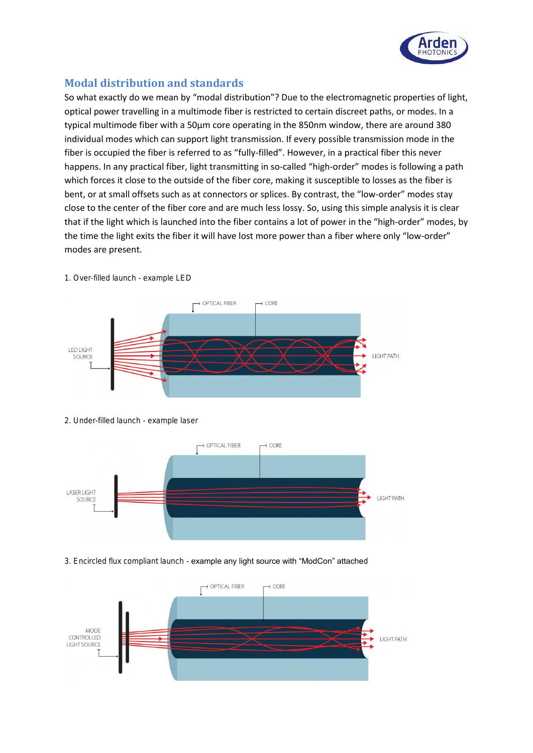## Modal distribution and standards

So what exactly do we mean by "modal distribution"? Due to the electromagnetic properties of light, optical power travelling in a multimode fiber is restricted to certain discreet paths, or modes. In a typical multimode fiber with a 50µm core operating in the 850nm window, there are around 380 individual modes which can support light transmission. If every possible transmission mode in the fiber is occupied the fiber is referred to as "fully-filled". However, in a practical fiber this never happens. In any practical fiber, light transmitting in so-called "high-order" modes is following a path which forces it close to the outside of the fiber core, making it susceptible to losses as the fiber is bent, or at small offsets such as at connectors or splices. By contrast, the "low-order" modes stay close to the center of the fiber core and are much less lossy. So, using this simple analysis it is clear that if the light which is launched into the fiber contains a lot of power in the "high-order" modes, by the time the light exits the fiber it will have lost more power than a fiber where only "low-order" modes are present.

1. Over-filled launch - example LED

2. Under-filled launch - example laser

3. Encircled flux compliant launch - example any light source with "ModCon" attached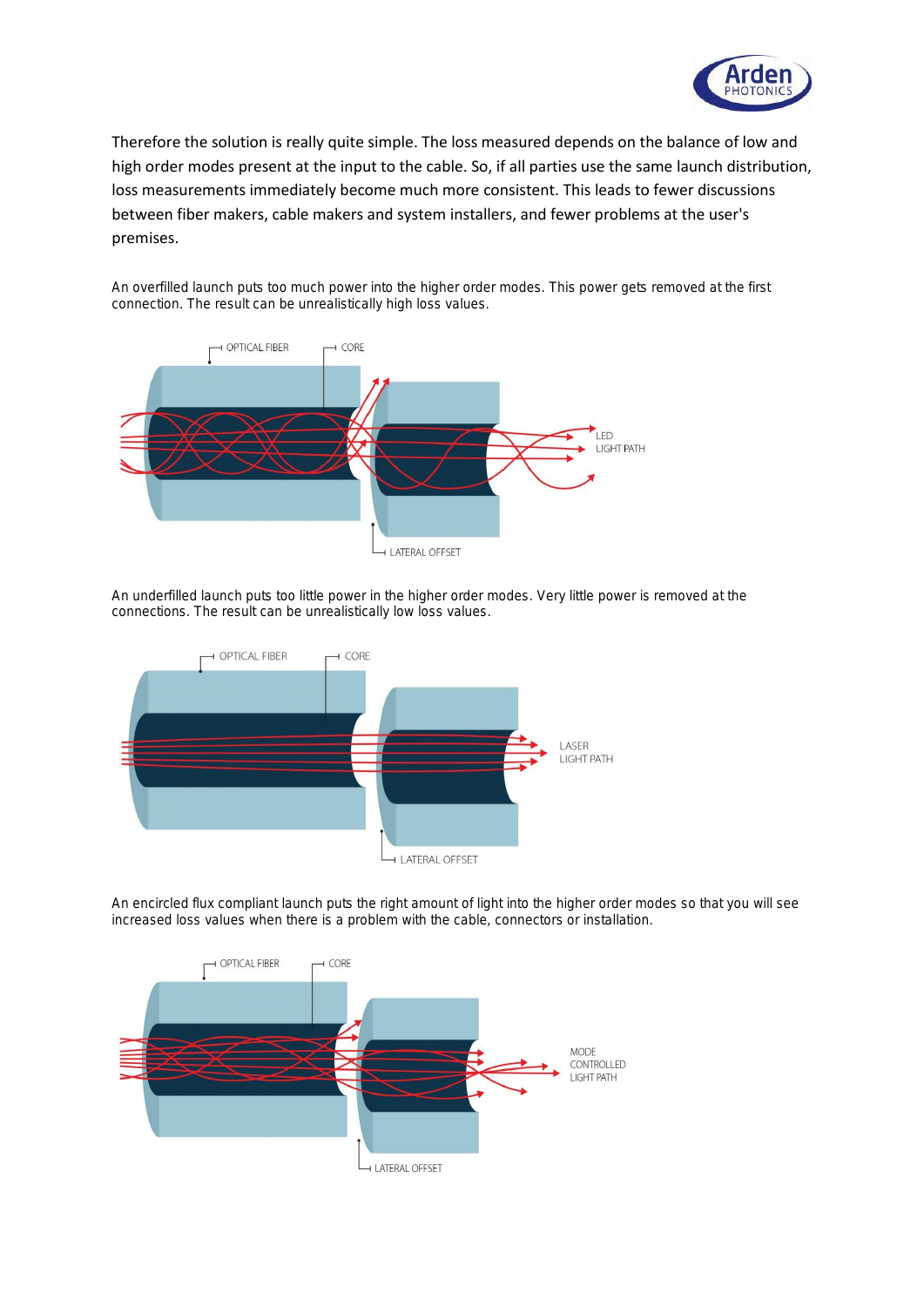Therefore the solution is really quite simple. The loss measured depends on the balance of low and high order modes present at the input to the cable. So, if all parties use the same launch distribution, loss measurements immediately become much more consistent. This leads to fewer discussions between fiber makers, cable makers and system installers, and fewer problems at the user's premises.

An overfilled launch puts too much power into the higher order modes. This power gets removed at the first connection. The result can be unrealistically high loss values.

An underfilled launch puts too little power in the higher order modes. Very little power is removed at the connections. The result can be unrealistically low loss values.

An encircled flux compliant launch puts the right amount of light into the higher order modes so that you will see increased loss values when there is a problem with the cable, connectors or installation.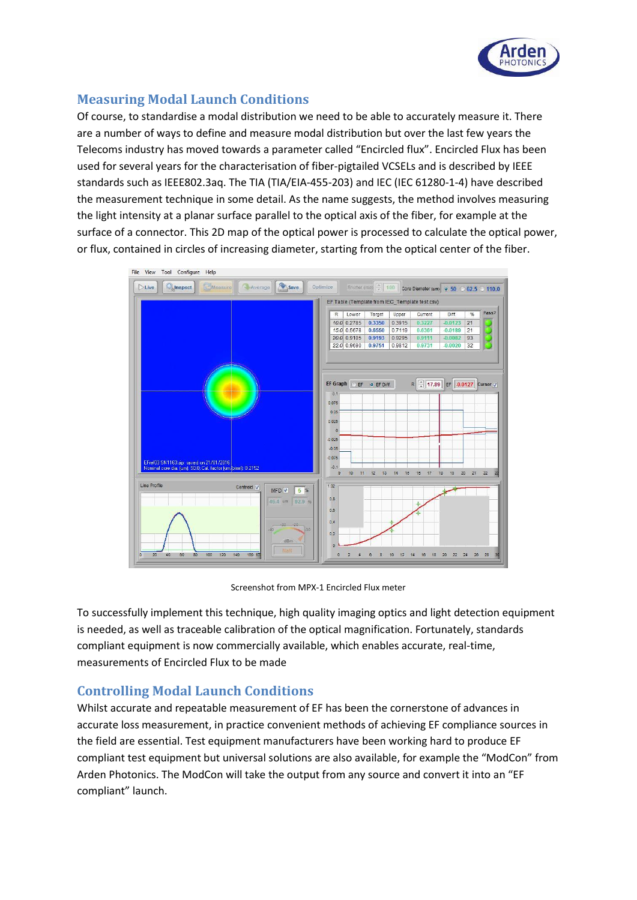## Measuring Modal Launch Conditions

Of course, to standardise a modal distribution we need to be able to accurately measure it. There are a number of ways to define and measure modal distribution but over the last few years the Telecoms industry has moved towards a parameter called "Encircled flux". Encircled Flux has been used for several years for the characterisation of fiber-pigtailed VCSELs and is described by IEEE standards such as IEEE802.3aq. The TIA (TIA/EIA-455-203) and IEC (IEC 61280-1-4) have described the measurement technique in some detail. As the name suggests, the method involves measuring the light intensity at a planar surface parallel to the optical axis of the fiber, for example at the surface of a connector. This 2D map of the optical power is processed to calculate the optical power, or flux, contained in circles of increasing diameter, starting from the optical center of the fiber.

Screenshot from MPX-1 Encircled Flux meter

To successfully implement this technique, high quality imaging optics and light detection equipment is needed, as well as traceable calibration of the optical magnification. Fortunately, standards compliant equipment is now commercially available, which enables accurate, real-time, measurements of Encircled Flux to be made

## Controlling Modal Launch Conditions

Whilst accurate and repeatable measurement of EF has been the cornerstone of advances in accurate loss measurement, in practice convenient methods of achieving EF compliance sources in the field are essential. Test equipment manufacturers have been working hard to produce EF compliant test equipment but universal solutions are also available, for example the "ModCon" from Arden Photonics. The ModCon will take the output from any source and convert it into an "EF compliant" launch.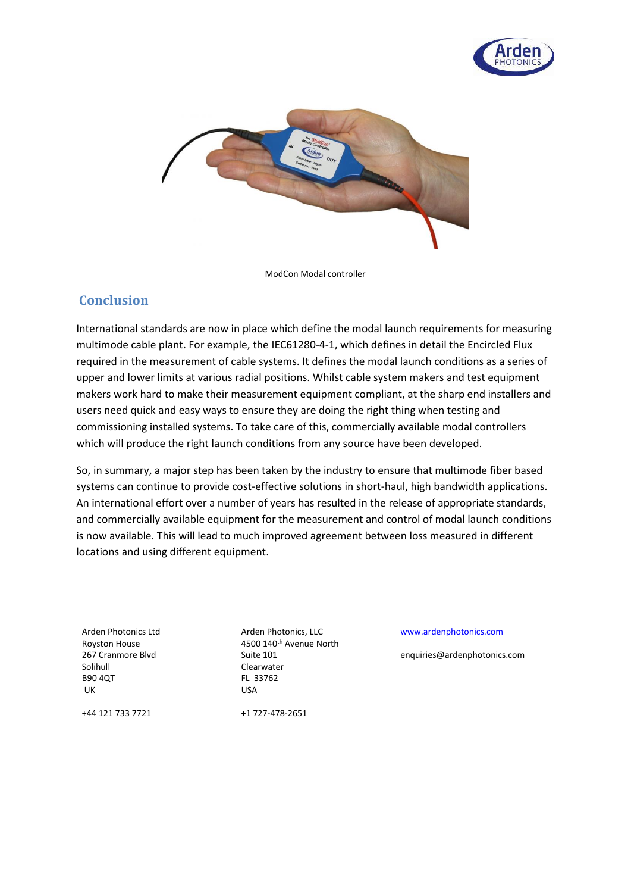ModCon Modal controller

## Conclusion

International standards are now in place which define the modal launch requirements for measuring multimode cable plant. For example, the IEC61280-4-1, which defines in detail the Encircled Flux required in the measurement of cable systems. It defines the modal launch conditions as a series of upper and lower limits at various radial positions. Whilst cable system makers and test equipment makers work hard to make their measurement equipment compliant, at the sharp end installers and users need quick and easy ways to ensure they are doing the right thing when testing and commissioning installed systems. To take care of this, commercially available modal controllers which will produce the right launch conditions from any source have been developed.

So, in summary, a major step has been taken by the industry to ensure that multimode fiber based systems can continue to provide cost-effective solutions in short-haul, high bandwidth applications. An international effort over a number of years has resulted in the release of appropriate standards, and commercially available equipment for the measurement and control of modal launch conditions is now available. This will lead to much improved agreement between loss measured in different locations and using different equipment.

Arden Photonics Ltd
Royston House
267 Cranmore Blvd
Solihull
B90 4QT
UK

+44 121 733 7721

Arden Photonics, LLC
4500 140th Avenue North
Suite 101
Clearwater
FL 33762
USA

+1 727-478-2651

www.ardenphotonics.com

enquiries@ardenphotonics.com